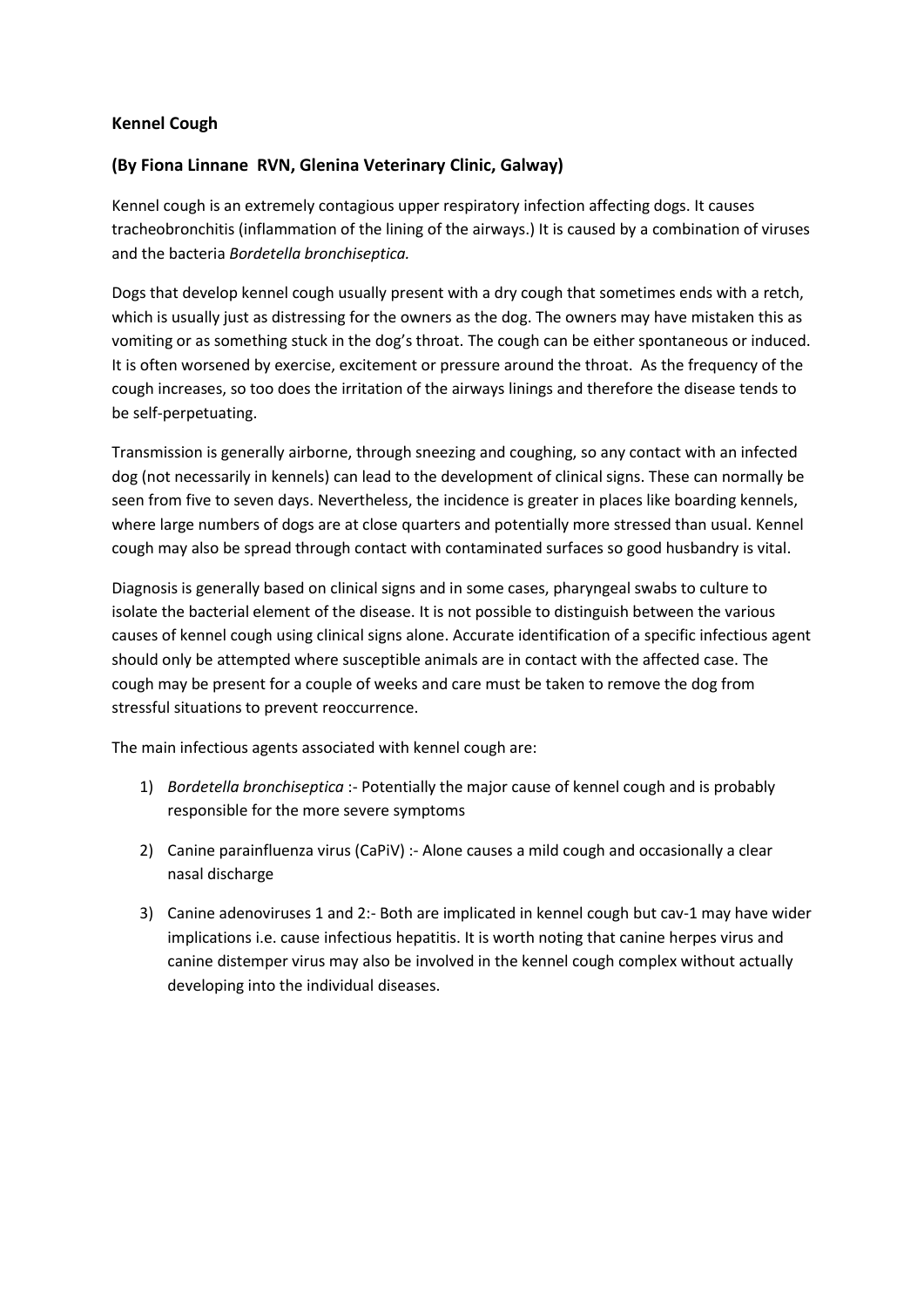**Kennel Cough**

**(By Fiona Linnane RVN, Glenina Veterinary Clinic, Galway)**

Kennel cough is an extremely contagious upper respiratory infection affecting dogs. It causes tracheobronchitis (inflammation of the lining of the airways.) It is caused by a combination of viruses and the bacteria *Bordetella bronchiseptica.*

Dogs that develop kennel cough usually present with a dry cough that sometimes ends with a retch, which is usually just as distressing for the owners as the dog. The owners may have mistaken this as vomiting or as something stuck in the dog's throat. The cough can be either spontaneous or induced. It is often worsened by exercise, excitement or pressure around the throat. As the frequency of the cough increases, so too does the irritation of the airways linings and therefore the disease tends to be self-perpetuating.

Transmission is generally airborne, through sneezing and coughing, so any contact with an infected dog (not necessarily in kennels) can lead to the development of clinical signs. These can normally be seen from five to seven days. Nevertheless, the incidence is greater in places like boarding kennels, where large numbers of dogs are at close quarters and potentially more stressed than usual. Kennel cough may also be spread through contact with contaminated surfaces so good husbandry is vital.

Diagnosis is generally based on clinical signs and in some cases, pharyngeal swabs to culture to isolate the bacterial element of the disease. It is not possible to distinguish between the various causes of kennel cough using clinical signs alone. Accurate identification of a specific infectious agent should only be attempted where susceptible animals are in contact with the affected case. The cough may be present for a couple of weeks and care must be taken to remove the dog from stressful situations to prevent reoccurrence.

The main infectious agents associated with kennel cough are:

1) *Bordetella bronchiseptica* :- Potentially the major cause of kennel cough and is probably responsible for the more severe symptoms
2) Canine parainfluenza virus (CaPiV) :- Alone causes a mild cough and occasionally a clear nasal discharge
3) Canine adenoviruses 1 and 2:- Both are implicated in kennel cough but cav-1 may have wider implications i.e. cause infectious hepatitis. It is worth noting that canine herpes virus and canine distemper virus may also be involved in the kennel cough complex without actually developing into the individual diseases.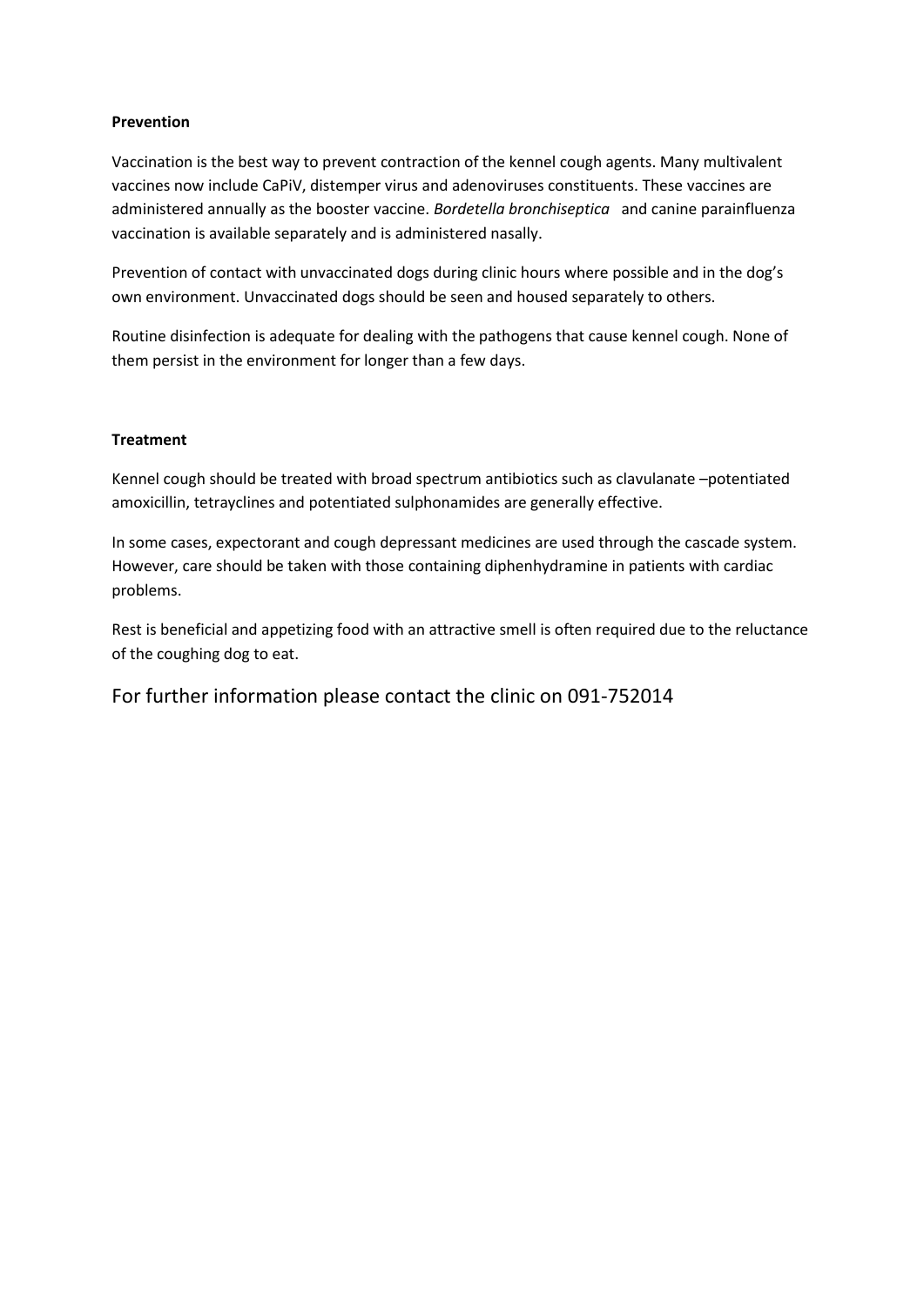**Prevention**

Vaccination is the best way to prevent contraction of the kennel cough agents. Many multivalent vaccines now include CaPiV, distemper virus and adenoviruses constituents. These vaccines are administered annually as the booster vaccine. *Bordetella bronchiseptica* and canine parainfluenza vaccination is available separately and is administered nasally.

Prevention of contact with unvaccinated dogs during clinic hours where possible and in the dog's own environment. Unvaccinated dogs should be seen and housed separately to others.

Routine disinfection is adequate for dealing with the pathogens that cause kennel cough. None of them persist in the environment for longer than a few days.

**Treatment**

Kennel cough should be treated with broad spectrum antibiotics such as clavulanate –potentiated amoxicillin, tetrayclines and potentiated sulphonamides are generally effective.

In some cases, expectorant and cough depressant medicines are used through the cascade system. However, care should be taken with those containing diphenhydramine in patients with cardiac problems.

Rest is beneficial and appetizing food with an attractive smell is often required due to the reluctance of the coughing dog to eat.

For further information please contact the clinic on 091-752014